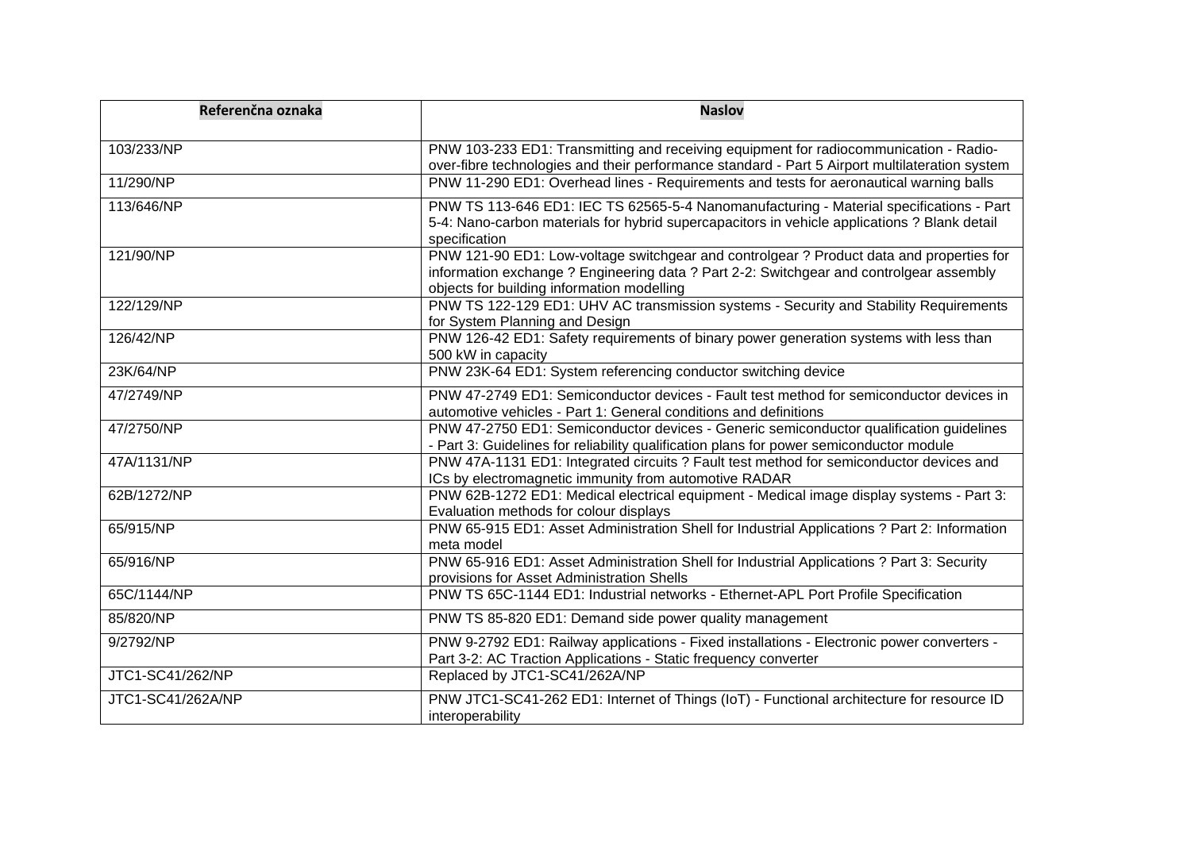| Referenčna oznaka | Naslov |
| --- | --- |
| 103/233/NP | PNW 103-233 ED1: Transmitting and receiving equipment for radiocommunication - Radio-over-fibre technologies and their performance standard - Part 5 Airport multilateration system |
| 11/290/NP | PNW 11-290 ED1: Overhead lines - Requirements and tests for aeronautical warning balls |
| 113/646/NP | PNW TS 113-646 ED1: IEC TS 62565-5-4 Nanomanufacturing - Material specifications - Part 5-4: Nano-carbon materials for hybrid supercapacitors in vehicle applications ? Blank detail specification |
| 121/90/NP | PNW 121-90 ED1: Low-voltage switchgear and controlgear ? Product data and properties for information exchange ? Engineering data ? Part 2-2: Switchgear and controlgear assembly objects for building information modelling |
| 122/129/NP | PNW TS 122-129 ED1: UHV AC transmission systems - Security and Stability Requirements for System Planning and Design |
| 126/42/NP | PNW 126-42 ED1: Safety requirements of binary power generation systems with less than 500 kW in capacity |
| 23K/64/NP | PNW 23K-64 ED1: System referencing conductor switching device |
| 47/2749/NP | PNW 47-2749 ED1: Semiconductor devices - Fault test method for semiconductor devices in automotive vehicles - Part 1: General conditions and definitions |
| 47/2750/NP | PNW 47-2750 ED1: Semiconductor devices - Generic semiconductor qualification guidelines - Part 3: Guidelines for reliability qualification plans for power semiconductor module |
| 47A/1131/NP | PNW 47A-1131 ED1: Integrated circuits ? Fault test method for semiconductor devices and ICs by electromagnetic immunity from automotive RADAR |
| 62B/1272/NP | PNW 62B-1272 ED1: Medical electrical equipment - Medical image display systems - Part 3: Evaluation methods for colour displays |
| 65/915/NP | PNW 65-915 ED1: Asset Administration Shell for Industrial Applications ? Part 2: Information meta model |
| 65/916/NP | PNW 65-916 ED1: Asset Administration Shell for Industrial Applications ? Part 3: Security provisions for Asset Administration Shells |
| 65C/1144/NP | PNW TS 65C-1144 ED1: Industrial networks - Ethernet-APL Port Profile Specification |
| 85/820/NP | PNW TS 85-820 ED1: Demand side power quality management |
| 9/2792/NP | PNW 9-2792 ED1: Railway applications - Fixed installations - Electronic power converters - Part 3-2: AC Traction Applications - Static frequency converter |
| JTC1-SC41/262/NP | Replaced by JTC1-SC41/262A/NP |
| JTC1-SC41/262A/NP | PNW JTC1-SC41-262 ED1: Internet of Things (IoT) - Functional architecture for resource ID interoperability |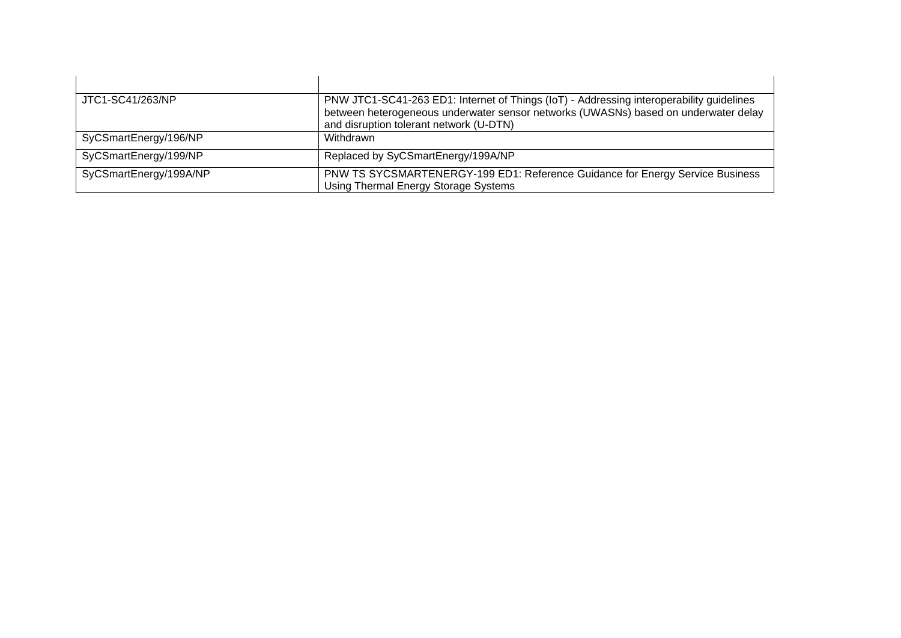| | |
|---|---|
| JTC1-SC41/263/NP | PNW JTC1-SC41-263 ED1: Internet of Things (IoT) - Addressing interoperability guidelines between heterogeneous underwater sensor networks (UWASNs) based on underwater delay and disruption tolerant network (U-DTN) |
| SyCSmartEnergy/196/NP | Withdrawn |
| SyCSmartEnergy/199/NP | Replaced by SyCSmartEnergy/199A/NP |
| SyCSmartEnergy/199A/NP | PNW TS SYCSMARTENERGY-199 ED1: Reference Guidance for Energy Service Business Using Thermal Energy Storage Systems |